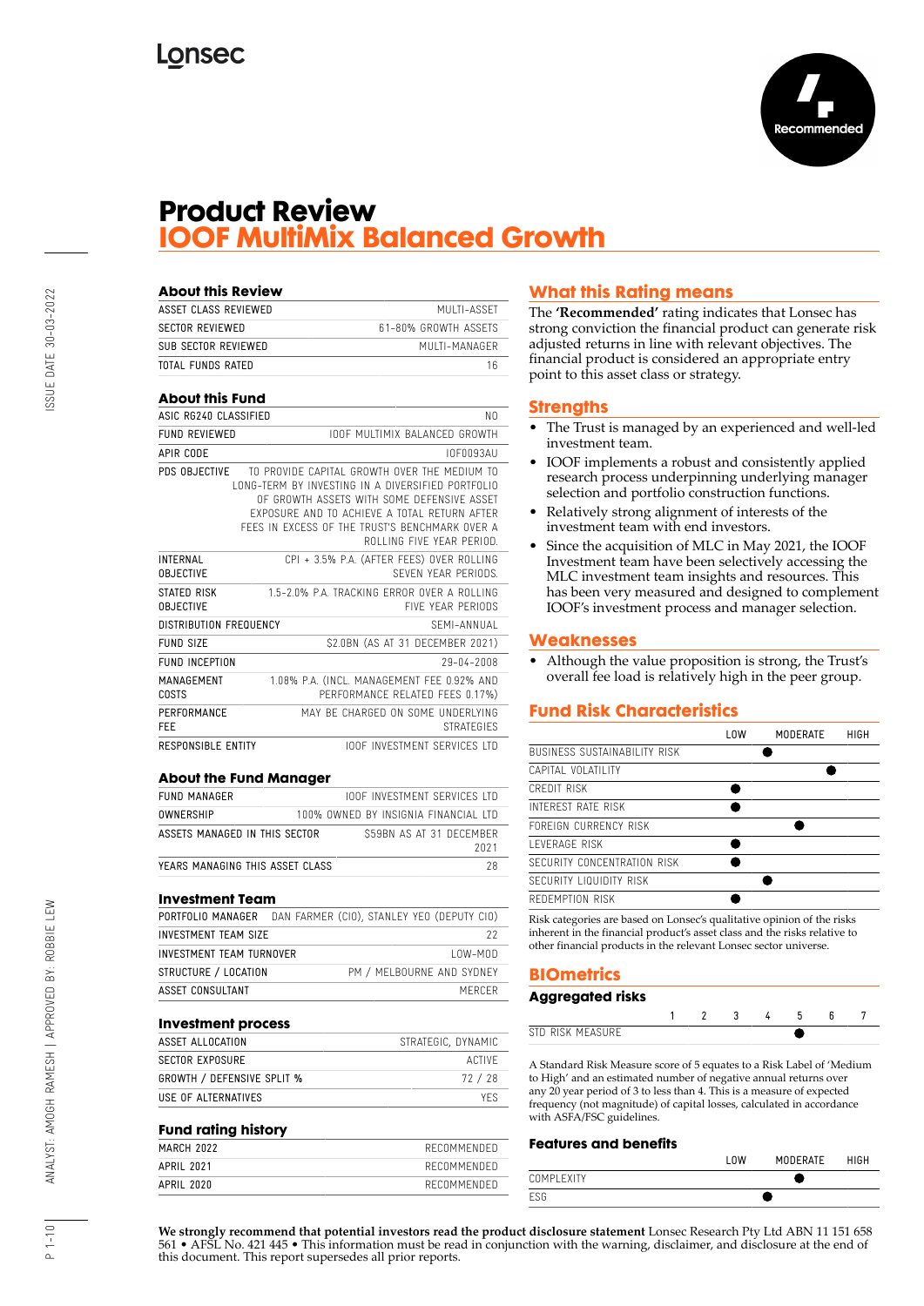Lonsec

Recommended

# Product Review
## IOOF MultiMix Balanced Growth

### About this Review

| | |
|---|---|
| ASSET CLASS REVIEWED | MULTI-ASSET |
| SECTOR REVIEWED | 61-80% GROWTH ASSETS |
| SUB SECTOR REVIEWED | MULTI-MANAGER |
| TOTAL FUNDS RATED | 16 |

### About this Fund

| | |
|---|---|
| ASIC RG240 CLASSIFIED | NO |
| FUND REVIEWED | IOOF MULTIMIX BALANCED GROWTH |
| APIR CODE | IOF0093AU |
| PDS OBJECTIVE | TO PROVIDE CAPITAL GROWTH OVER THE MEDIUM TO LONG-TERM BY INVESTING IN A DIVERSIFIED PORTFOLIO OF GROWTH ASSETS WITH SOME DEFENSIVE ASSET EXPOSURE AND TO ACHIEVE A TOTAL RETURN AFTER FEES IN EXCESS OF THE TRUST'S BENCHMARK OVER A ROLLING FIVE YEAR PERIOD. |
| INTERNAL OBJECTIVE | CPI + 3.5% P.A. (AFTER FEES) OVER ROLLING SEVEN YEAR PERIODS. |
| STATED RISK OBJECTIVE | 1.5-2.0% P.A. TRACKING ERROR OVER A ROLLING FIVE YEAR PERIODS |
| DISTRIBUTION FREQUENCY | SEMI-ANNUAL |
| FUND SIZE | $2.0BN (AS AT 31 DECEMBER 2021) |
| FUND INCEPTION | 29-04-2008 |
| MANAGEMENT COSTS | 1.08% P.A. (INCL. MANAGEMENT FEE 0.92% AND PERFORMANCE RELATED FEES 0.17%) |
| PERFORMANCE FEE | MAY BE CHARGED ON SOME UNDERLYING STRATEGIES |
| RESPONSIBLE ENTITY | IOOF INVESTMENT SERVICES LTD |

### About the Fund Manager

| | |
|---|---|
| FUND MANAGER | IOOF INVESTMENT SERVICES LTD |
| OWNERSHIP | 100% OWNED BY INSIGNIA FINANCIAL LTD |
| ASSETS MANAGED IN THIS SECTOR | $59BN AS AT 31 DECEMBER 2021 |
| YEARS MANAGING THIS ASSET CLASS | 28 |

### Investment Team

| | |
|---|---|
| PORTFOLIO MANAGER | DAN FARMER (CIO), STANLEY YEO (DEPUTY CIO) |
| INVESTMENT TEAM SIZE | 22 |
| INVESTMENT TEAM TURNOVER | LOW-MOD |
| STRUCTURE / LOCATION | PM / MELBOURNE AND SYDNEY |
| ASSET CONSULTANT | MERCER |

### Investment process

| | |
|---|---|
| ASSET ALLOCATION | STRATEGIC, DYNAMIC |
| SECTOR EXPOSURE | ACTIVE |
| GROWTH / DEFENSIVE SPLIT % | 72 / 28 |
| USE OF ALTERNATIVES | YES |

### Fund rating history

| | |
|---|---|
| MARCH 2022 | RECOMMENDED |
| APRIL 2021 | RECOMMENDED |
| APRIL 2020 | RECOMMENDED |

## What this Rating means

The **'Recommended'** rating indicates that Lonsec has strong conviction the financial product can generate risk adjusted returns in line with relevant objectives. The financial product is considered an appropriate entry point to this asset class or strategy.

## Strengths

- The Trust is managed by an experienced and well-led investment team.
- IOOF implements a robust and consistently applied research process underpinning underlying manager selection and portfolio construction functions.
- Relatively strong alignment of interests of the investment team with end investors.
- Since the acquisition of MLC in May 2021, the IOOF Investment team have been selectively accessing the MLC investment team insights and resources. This has been very measured and designed to complement IOOF's investment process and manager selection.

## Weaknesses

- Although the value proposition is strong, the Trust's overall fee load is relatively high in the peer group.

## Fund Risk Characteristics

| | LOW | | MODERATE | | HIGH |
|---|---|---|---|---|---|
| BUSINESS SUSTAINABILITY RISK | | ● | | | |
| CAPITAL VOLATILITY | | | | ● | |
| CREDIT RISK | ● | | | | |
| INTEREST RATE RISK | ● | | | | |
| FOREIGN CURRENCY RISK | | | ● | | |
| LEVERAGE RISK | ● | | | | |
| SECURITY CONCENTRATION RISK | ● | | | | |
| SECURITY LIQUIDITY RISK | | ● | | | |
| REDEMPTION RISK | ● | | | | |

Risk categories are based on Lonsec's qualitative opinion of the risks inherent in the financial product's asset class and the risks relative to other financial products in the relevant Lonsec sector universe.

## BIOmetrics

### Aggregated risks

| | 1 | 2 | 3 | 4 | 5 | 6 | 7 |
|---|---|---|---|---|---|---|---|
| STD RISK MEASURE | | | | | ● | | |

A Standard Risk Measure score of 5 equates to a Risk Label of 'Medium to High' and an estimated number of negative annual returns over any 20 year period of 3 to less than 4. This is a measure of expected frequency (not magnitude) of capital losses, calculated in accordance with ASFA/FSC guidelines.

### Features and benefits

| | LOW | | MODERATE | | HIGH |
|---|---|---|---|---|---|
| COMPLEXITY | | | ● | | |
| ESG | | ● | | | |

**We strongly recommend that potential investors read the product disclosure statement** Lonsec Research Pty Ltd ABN 11 151 658 561 • AFSL No. 421 445 • This information must be read in conjunction with the warning, disclaimer, and disclosure at the end of this document. This report supersedes all prior reports.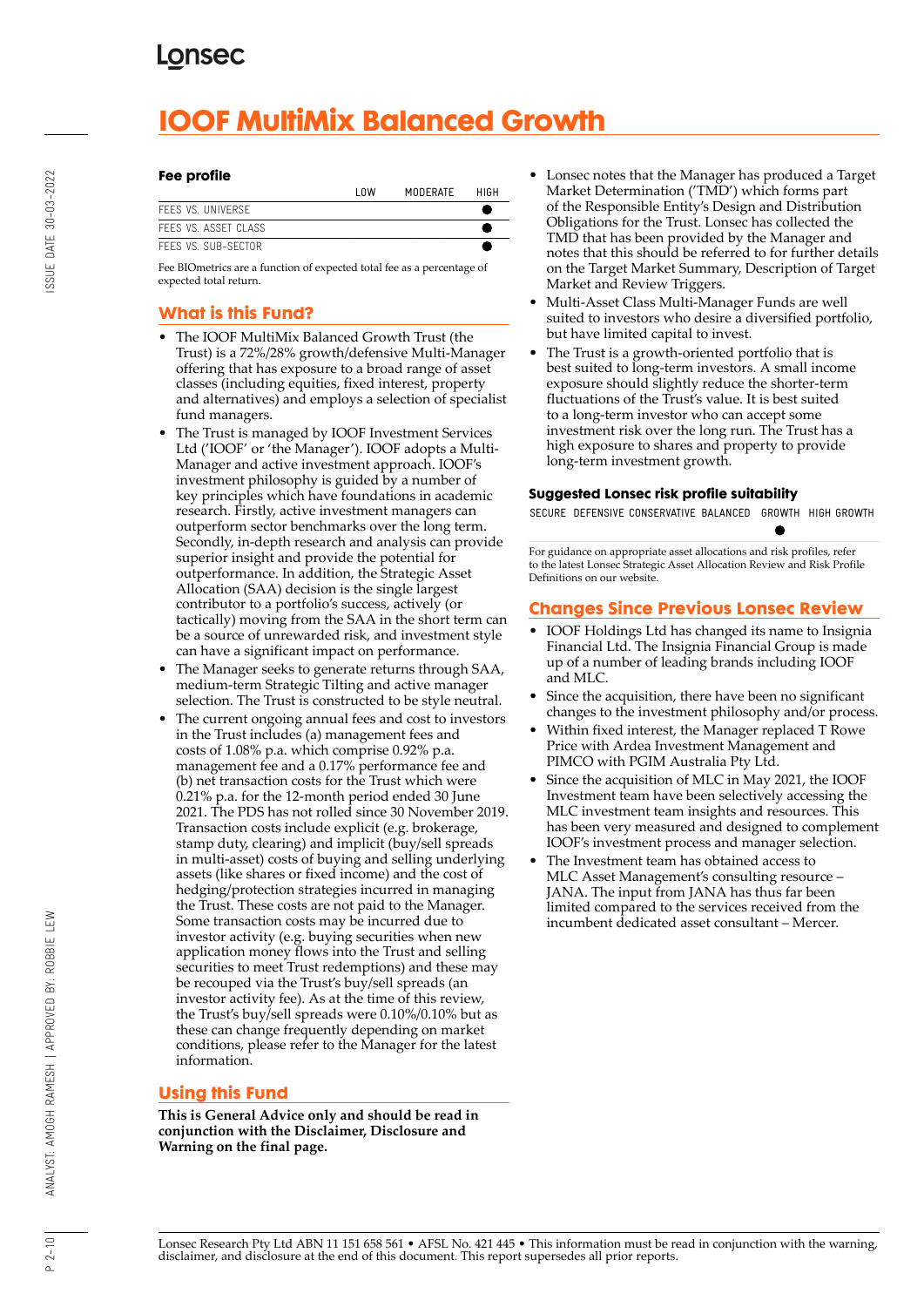# IOOF MultiMix Balanced Growth

### Fee profile

| | LOW | MODERATE | HIGH |
|---|---|---|---|
| FEES VS. UNIVERSE | | | ● |
| FEES VS. ASSET CLASS | | | ● |
| FEES VS. SUB-SECTOR | | | ● |

Fee BIOmetrics are a function of expected total fee as a percentage of expected total return.

## What is this Fund?

- The IOOF MultiMix Balanced Growth Trust (the Trust) is a 72%/28% growth/defensive Multi-Manager offering that has exposure to a broad range of asset classes (including equities, fixed interest, property and alternatives) and employs a selection of specialist fund managers.
- The Trust is managed by IOOF Investment Services Ltd ('IOOF' or 'the Manager'). IOOF adopts a Multi-Manager and active investment approach. IOOF's investment philosophy is guided by a number of key principles which have foundations in academic research. Firstly, active investment managers can outperform sector benchmarks over the long term. Secondly, in-depth research and analysis can provide superior insight and provide the potential for outperformance. In addition, the Strategic Asset Allocation (SAA) decision is the single largest contributor to a portfolio's success, actively (or tactically) moving from the SAA in the short term can be a source of unrewarded risk, and investment style can have a significant impact on performance.
- The Manager seeks to generate returns through SAA, medium-term Strategic Tilting and active manager selection. The Trust is constructed to be style neutral.
- The current ongoing annual fees and cost to investors in the Trust includes (a) management fees and costs of 1.08% p.a. which comprise 0.92% p.a. management fee and a 0.17% performance fee and (b) net transaction costs for the Trust which were 0.21% p.a. for the 12-month period ended 30 June 2021. The PDS has not rolled since 30 November 2019. Transaction costs include explicit (e.g. brokerage, stamp duty, clearing) and implicit (buy/sell spreads in multi-asset) costs of buying and selling underlying assets (like shares or fixed income) and the cost of hedging/protection strategies incurred in managing the Trust. These costs are not paid to the Manager. Some transaction costs may be incurred due to investor activity (e.g. buying securities when new application money flows into the Trust and selling securities to meet Trust redemptions) and these may be recouped via the Trust's buy/sell spreads (an investor activity fee). As at the time of this review, the Trust's buy/sell spreads were 0.10%/0.10% but as these can change frequently depending on market conditions, please refer to the Manager for the latest information.

## Using this Fund

**This is General Advice only and should be read in conjunction with the Disclaimer, Disclosure and Warning on the final page.**

- Lonsec notes that the Manager has produced a Target Market Determination ('TMD') which forms part of the Responsible Entity's Design and Distribution Obligations for the Trust. Lonsec has collected the TMD that has been provided by the Manager and notes that this should be referred to for further details on the Target Market Summary, Description of Target Market and Review Triggers.
- Multi-Asset Class Multi-Manager Funds are well suited to investors who desire a diversified portfolio, but have limited capital to invest.
- The Trust is a growth-oriented portfolio that is best suited to long-term investors. A small income exposure should slightly reduce the shorter-term fluctuations of the Trust's value. It is best suited to a long-term investor who can accept some investment risk over the long run. The Trust has a high exposure to shares and property to provide long-term investment growth.

### Suggested Lonsec risk profile suitability

| SECURE | DEFENSIVE | CONSERVATIVE | BALANCED | GROWTH | HIGH GROWTH |
|---|---|---|---|---|---|
| | | | | ● | |

For guidance on appropriate asset allocations and risk profiles, refer to the latest Lonsec Strategic Asset Allocation Review and Risk Profile Definitions on our website.

## Changes Since Previous Lonsec Review

- IOOF Holdings Ltd has changed its name to Insignia Financial Ltd. The Insignia Financial Group is made up of a number of leading brands including IOOF and MLC.
- Since the acquisition, there have been no significant changes to the investment philosophy and/or process.
- Within fixed interest, the Manager replaced T Rowe Price with Ardea Investment Management and PIMCO with PGIM Australia Pty Ltd.
- Since the acquisition of MLC in May 2021, the IOOF Investment team have been selectively accessing the MLC investment team insights and resources. This has been very measured and designed to complement IOOF's investment process and manager selection.
- The Investment team has obtained access to MLC Asset Management's consulting resource – JANA. The input from JANA has thus far been limited compared to the services received from the incumbent dedicated asset consultant – Mercer.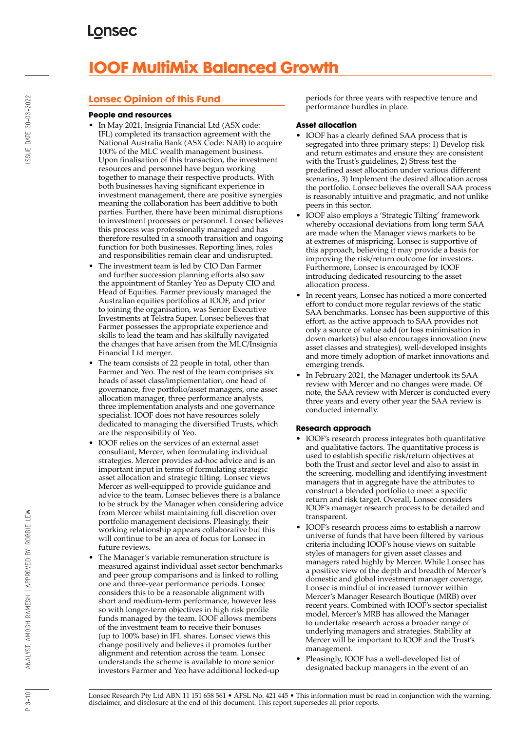# IOOF MultiMix Balanced Growth

## Lonsec Opinion of this Fund

### People and resources

- In May 2021, Insignia Financial Ltd (ASX code: IFL) completed its transaction agreement with the National Australia Bank (ASX Code: NAB) to acquire 100% of the MLC wealth management business. Upon finalisation of this transaction, the investment resources and personnel have begun working together to manage their respective products. With both businesses having significant experience in investment management, there are positive synergies meaning the collaboration has been additive to both parties. Further, there have been minimal disruptions to investment processes or personnel. Lonsec believes this process was professionally managed and has therefore resulted in a smooth transition and ongoing function for both businesses. Reporting lines, roles and responsibilities remain clear and undisrupted.
- The investment team is led by CIO Dan Farmer and further succession planning efforts also saw the appointment of Stanley Yeo as Deputy CIO and Head of Equities. Farmer previously managed the Australian equities portfolios at IOOF, and prior to joining the organisation, was Senior Executive Investments at Telstra Super. Lonsec believes that Farmer possesses the appropriate experience and skills to lead the team and has skilfully navigated the changes that have arisen from the MLC/Insignia Financial Ltd merger.
- The team consists of 22 people in total, other than Farmer and Yeo. The rest of the team comprises six heads of asset class/implementation, one head of governance, five portfolio/asset managers, one asset allocation manager, three performance analysts, three implementation analysts and one governance specialist. IOOF does not have resources solely dedicated to managing the diversified Trusts, which are the responsibility of Yeo.
- IOOF relies on the services of an external asset consultant, Mercer, when formulating individual strategies. Mercer provides ad-hoc advice and is an important input in terms of formulating strategic asset allocation and strategic tilting. Lonsec views Mercer as well-equipped to provide guidance and advice to the team. Lonsec believes there is a balance to be struck by the Manager when considering advice from Mercer whilst maintaining full discretion over portfolio management decisions. Pleasingly, their working relationship appears collaborative but this will continue to be an area of focus for Lonsec in future reviews.
- The Manager's variable remuneration structure is measured against individual asset sector benchmarks and peer group comparisons and is linked to rolling one and three-year performance periods. Lonsec considers this to be a reasonable alignment with short and medium-term performance, however less so with longer-term objectives in high risk profile funds managed by the team. IOOF allows members of the investment team to receive their bonuses (up to 100% base) in IFL shares. Lonsec views this change positively and believes it promotes further alignment and retention across the team. Lonsec understands the scheme is available to more senior investors Farmer and Yeo have additional locked-up periods for three years with respective tenure and performance hurdles in place.

### Asset allocation

- IOOF has a clearly defined SAA process that is segregated into three primary steps: 1) Develop risk and return estimates and ensure they are consistent with the Trust's guidelines, 2) Stress test the predefined asset allocation under various different scenarios, 3) Implement the desired allocation across the portfolio. Lonsec believes the overall SAA process is reasonably intuitive and pragmatic, and not unlike peers in this sector.
- IOOF also employs a 'Strategic Tilting' framework whereby occasional deviations from long term SAA are made when the Manager views markets to be at extremes of mispricing. Lonsec is supportive of this approach, believing it may provide a basis for improving the risk/return outcome for investors. Furthermore, Lonsec is encouraged by IOOF introducing dedicated resourcing to the asset allocation process.
- In recent years, Lonsec has noticed a more concerted effort to conduct more regular reviews of the static SAA benchmarks. Lonsec has been supportive of this effort, as the active approach to SAA provides not only a source of value add (or loss minimisation in down markets) but also encourages innovation (new asset classes and strategies), well-developed insights and more timely adoption of market innovations and emerging trends.
- In February 2021, the Manager undertook its SAA review with Mercer and no changes were made. Of note, the SAA review with Mercer is conducted every three years and every other year the SAA review is conducted internally.

### Research approach

- IOOF's research process integrates both quantitative and qualitative factors. The quantitative process is used to establish specific risk/return objectives at both the Trust and sector level and also to assist in the screening, modelling and identifying investment managers that in aggregate have the attributes to construct a blended portfolio to meet a specific return and risk target. Overall, Lonsec considers IOOF's manager research process to be detailed and transparent.
- IOOF's research process aims to establish a narrow universe of funds that have been filtered by various criteria including IOOF's house views on suitable styles of managers for given asset classes and managers rated highly by Mercer. While Lonsec has a positive view of the depth and breadth of Mercer's domestic and global investment manager coverage, Lonsec is mindful of increased turnover within Mercer's Manager Research Boutique (MRB) over recent years. Combined with IOOF's sector specialist model, Mercer's MRB has allowed the Manager to undertake research across a broader range of underlying managers and strategies. Stability at Mercer will be important to IOOF and the Trust's management.
- Pleasingly, IOOF has a well-developed list of designated backup managers in the event of an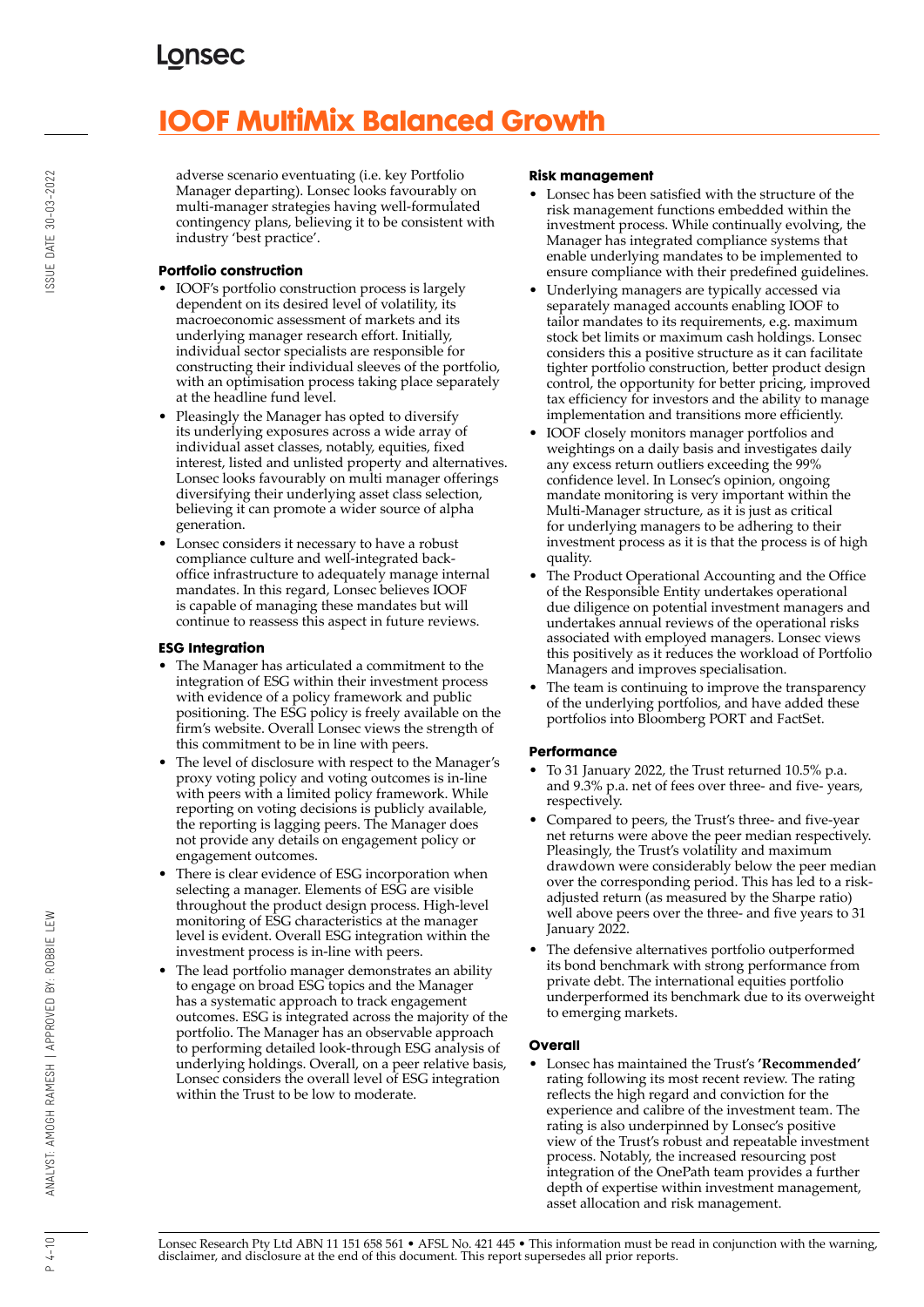# IOOF MultiMix Balanced Growth

adverse scenario eventuating (i.e. key Portfolio Manager departing). Lonsec looks favourably on multi-manager strategies having well-formulated contingency plans, believing it to be consistent with industry 'best practice'.

### Portfolio construction

- IOOF's portfolio construction process is largely dependent on its desired level of volatility, its macroeconomic assessment of markets and its underlying manager research effort. Initially, individual sector specialists are responsible for constructing their individual sleeves of the portfolio, with an optimisation process taking place separately at the headline fund level.
- Pleasingly the Manager has opted to diversify its underlying exposures across a wide array of individual asset classes, notably, equities, fixed interest, listed and unlisted property and alternatives. Lonsec looks favourably on multi manager offerings diversifying their underlying asset class selection, believing it can promote a wider source of alpha generation.
- Lonsec considers it necessary to have a robust compliance culture and well-integrated back-office infrastructure to adequately manage internal mandates. In this regard, Lonsec believes IOOF is capable of managing these mandates but will continue to reassess this aspect in future reviews.

### ESG Integration

- The Manager has articulated a commitment to the integration of ESG within their investment process with evidence of a policy framework and public positioning. The ESG policy is freely available on the firm's website. Overall Lonsec views the strength of this commitment to be in line with peers.
- The level of disclosure with respect to the Manager's proxy voting policy and voting outcomes is in-line with peers with a limited policy framework. While reporting on voting decisions is publicly available, the reporting is lagging peers. The Manager does not provide any details on engagement policy or engagement outcomes.
- There is clear evidence of ESG incorporation when selecting a manager. Elements of ESG are visible throughout the product design process. High-level monitoring of ESG characteristics at the manager level is evident. Overall ESG integration within the investment process is in-line with peers.
- The lead portfolio manager demonstrates an ability to engage on broad ESG topics and the Manager has a systematic approach to track engagement outcomes. ESG is integrated across the majority of the portfolio. The Manager has an observable approach to performing detailed look-through ESG analysis of underlying holdings. Overall, on a peer relative basis, Lonsec considers the overall level of ESG integration within the Trust to be low to moderate.

### Risk management

- Lonsec has been satisfied with the structure of the risk management functions embedded within the investment process. While continually evolving, the Manager has integrated compliance systems that enable underlying mandates to be implemented to ensure compliance with their predefined guidelines.
- Underlying managers are typically accessed via separately managed accounts enabling IOOF to tailor mandates to its requirements, e.g. maximum stock bet limits or maximum cash holdings. Lonsec considers this a positive structure as it can facilitate tighter portfolio construction, better product design control, the opportunity for better pricing, improved tax efficiency for investors and the ability to manage implementation and transitions more efficiently.
- IOOF closely monitors manager portfolios and weightings on a daily basis and investigates daily any excess return outliers exceeding the 99% confidence level. In Lonsec's opinion, ongoing mandate monitoring is very important within the Multi-Manager structure, as it is just as critical for underlying managers to be adhering to their investment process as it is that the process is of high quality.
- The Product Operational Accounting and the Office of the Responsible Entity undertakes operational due diligence on potential investment managers and undertakes annual reviews of the operational risks associated with employed managers. Lonsec views this positively as it reduces the workload of Portfolio Managers and improves specialisation.
- The team is continuing to improve the transparency of the underlying portfolios, and have added these portfolios into Bloomberg PORT and FactSet.

### Performance

- To 31 January 2022, the Trust returned 10.5% p.a. and 9.3% p.a. net of fees over three- and five- years, respectively.
- Compared to peers, the Trust's three- and five-year net returns were above the peer median respectively. Pleasingly, the Trust's volatility and maximum drawdown were considerably below the peer median over the corresponding period. This has led to a risk-adjusted return (as measured by the Sharpe ratio) well above peers over the three- and five years to 31 January 2022.
- The defensive alternatives portfolio outperformed its bond benchmark with strong performance from private debt. The international equities portfolio underperformed its benchmark due to its overweight to emerging markets.

### Overall

- Lonsec has maintained the Trust's **'Recommended'** rating following its most recent review. The rating reflects the high regard and conviction for the experience and calibre of the investment team. The rating is also underpinned by Lonsec's positive view of the Trust's robust and repeatable investment process. Notably, the increased resourcing post integration of the OnePath team provides a further depth of expertise within investment management, asset allocation and risk management.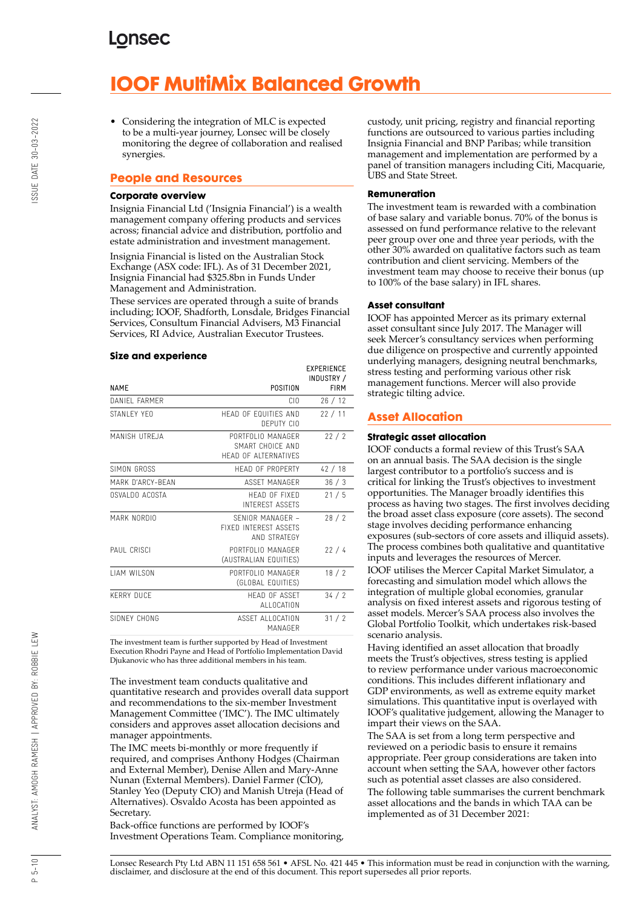# IOOF MultiMix Balanced Growth

- Considering the integration of MLC is expected to be a multi-year journey, Lonsec will be closely monitoring the degree of collaboration and realised synergies.

## People and Resources

### Corporate overview

Insignia Financial Ltd ('Insignia Financial') is a wealth management company offering products and services across; financial advice and distribution, portfolio and estate administration and investment management.

Insignia Financial is listed on the Australian Stock Exchange (ASX code: IFL). As of 31 December 2021, Insignia Financial had $325.8bn in Funds Under Management and Administration.

These services are operated through a suite of brands including; IOOF, Shadforth, Lonsdale, Bridges Financial Services, Consultum Financial Advisers, M3 Financial Services, RI Advice, Australian Executor Trustees.

### Size and experience

| NAME | POSITION | EXPERIENCE INDUSTRY / FIRM |
|---|---|---|
| DANIEL FARMER | CIO | 26 / 12 |
| STANLEY YEO | HEAD OF EQUITIES AND DEPUTY CIO | 22 / 11 |
| MANISH UTREJA | PORTFOLIO MANAGER SMART CHOICE AND HEAD OF ALTERNATIVES | 22 / 2 |
| SIMON GROSS | HEAD OF PROPERTY | 42 / 18 |
| MARK D'ARCY-BEAN | ASSET MANAGER | 36 / 3 |
| OSVALDO ACOSTA | HEAD OF FIXED INTEREST ASSETS | 21 / 5 |
| MARK NORDIO | SENIOR MANAGER – FIXED INTEREST ASSETS AND STRATEGY | 28 / 2 |
| PAUL CRISCI | PORTFOLIO MANAGER (AUSTRALIAN EQUITIES) | 22 / 4 |
| LIAM WILSON | PORTFOLIO MANAGER (GLOBAL EQUITIES) | 18 / 2 |
| KERRY DUCE | HEAD OF ASSET ALLOCATION | 34 / 2 |
| SIDNEY CHONG | ASSET ALLOCATION MANAGER | 31 / 2 |

The investment team is further supported by Head of Investment Execution Rhodri Payne and Head of Portfolio Implementation David Djukanovic who has three additional members in his team.

The investment team conducts qualitative and quantitative research and provides overall data support and recommendations to the six-member Investment Management Committee ('IMC'). The IMC ultimately considers and approves asset allocation decisions and manager appointments.

The IMC meets bi-monthly or more frequently if required, and comprises Anthony Hodges (Chairman and External Member), Denise Allen and Mary-Anne Nunan (External Members). Daniel Farmer (CIO), Stanley Yeo (Deputy CIO) and Manish Utreja (Head of Alternatives). Osvaldo Acosta has been appointed as Secretary.

Back-office functions are performed by IOOF's Investment Operations Team. Compliance monitoring, custody, unit pricing, registry and financial reporting functions are outsourced to various parties including Insignia Financial and BNP Paribas; while transition management and implementation are performed by a panel of transition managers including Citi, Macquarie, UBS and State Street.

### Remuneration

The investment team is rewarded with a combination of base salary and variable bonus. 70% of the bonus is assessed on fund performance relative to the relevant peer group over one and three year periods, with the other 30% awarded on qualitative factors such as team contribution and client servicing. Members of the investment team may choose to receive their bonus (up to 100% of the base salary) in IFL shares.

### Asset consultant

IOOF has appointed Mercer as its primary external asset consultant since July 2017. The Manager will seek Mercer's consultancy services when performing due diligence on prospective and currently appointed underlying managers, designing neutral benchmarks, stress testing and performing various other risk management functions. Mercer will also provide strategic tilting advice.

## Asset Allocation

### Strategic asset allocation

IOOF conducts a formal review of this Trust's SAA on an annual basis. The SAA decision is the single largest contributor to a portfolio's success and is critical for linking the Trust's objectives to investment opportunities. The Manager broadly identifies this process as having two stages. The first involves deciding the broad asset class exposure (core assets). The second stage involves deciding performance enhancing exposures (sub-sectors of core assets and illiquid assets). The process combines both qualitative and quantitative inputs and leverages the resources of Mercer.

IOOF utilises the Mercer Capital Market Simulator, a forecasting and simulation model which allows the integration of multiple global economies, granular analysis on fixed interest assets and rigorous testing of asset models. Mercer's SAA process also involves the Global Portfolio Toolkit, which undertakes risk-based scenario analysis.

Having identified an asset allocation that broadly meets the Trust's objectives, stress testing is applied to review performance under various macroeconomic conditions. This includes different inflationary and GDP environments, as well as extreme equity market simulations. This quantitative input is overlayed with IOOF's qualitative judgement, allowing the Manager to impart their views on the SAA.

The SAA is set from a long term perspective and reviewed on a periodic basis to ensure it remains appropriate. Peer group considerations are taken into account when setting the SAA, however other factors such as potential asset classes are also considered.

The following table summarises the current benchmark asset allocations and the bands in which TAA can be implemented as of 31 December 2021: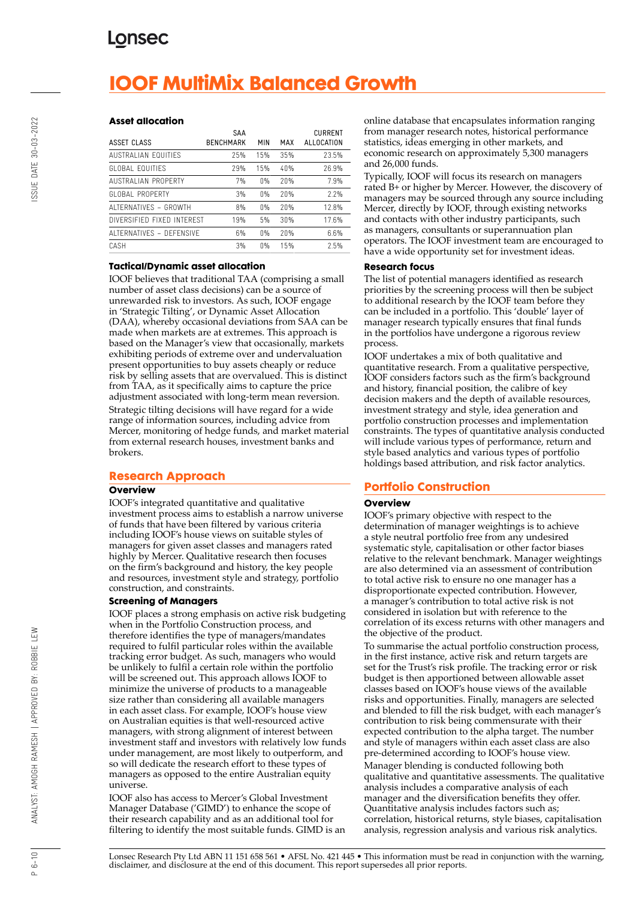# IOOF MultiMix Balanced Growth

### Asset allocation

| ASSET CLASS | SAA BENCHMARK | MIN | MAX | CURRENT ALLOCATION |
|---|---|---|---|---|
| AUSTRALIAN EQUITIES | 25% | 15% | 35% | 23.5% |
| GLOBAL EQUITIES | 29% | 15% | 40% | 26.9% |
| AUSTRALIAN PROPERTY | 7% | 0% | 20% | 7.9% |
| GLOBAL PROPERTY | 3% | 0% | 20% | 2.2% |
| ALTERNATIVES – GROWTH | 8% | 0% | 20% | 12.8% |
| DIVERSIFIED FIXED INTEREST | 19% | 5% | 30% | 17.6% |
| ALTERNATIVES – DEFENSIVE | 6% | 0% | 20% | 6.6% |
| CASH | 3% | 0% | 15% | 2.5% |

### Tactical/Dynamic asset allocation

IOOF believes that traditional TAA (comprising a small number of asset class decisions) can be a source of unrewarded risk to investors. As such, IOOF engage in 'Strategic Tilting', or Dynamic Asset Allocation (DAA), whereby occasional deviations from SAA can be made when markets are at extremes. This approach is based on the Manager's view that occasionally, markets exhibiting periods of extreme over and undervaluation present opportunities to buy assets cheaply or reduce risk by selling assets that are overvalued. This is distinct from TAA, as it specifically aims to capture the price adjustment associated with long-term mean reversion.

Strategic tilting decisions will have regard for a wide range of information sources, including advice from Mercer, monitoring of hedge funds, and market material from external research houses, investment banks and brokers.

## Research Approach

### Overview

IOOF's integrated quantitative and qualitative investment process aims to establish a narrow universe of funds that have been filtered by various criteria including IOOF's house views on suitable styles of managers for given asset classes and managers rated highly by Mercer. Qualitative research then focuses on the firm's background and history, the key people and resources, investment style and strategy, portfolio construction, and constraints.

### Screening of Managers

IOOF places a strong emphasis on active risk budgeting when in the Portfolio Construction process, and therefore identifies the type of managers/mandates required to fulfil particular roles within the available tracking error budget. As such, managers who would be unlikely to fulfil a certain role within the portfolio will be screened out. This approach allows IOOF to minimize the universe of products to a manageable size rather than considering all available managers in each asset class. For example, IOOF's house view on Australian equities is that well-resourced active managers, with strong alignment of interest between investment staff and investors with relatively low funds under management, are most likely to outperform, and so will dedicate the research effort to these types of managers as opposed to the entire Australian equity universe.

IOOF also has access to Mercer's Global Investment Manager Database ('GIMD') to enhance the scope of their research capability and as an additional tool for filtering to identify the most suitable funds. GIMD is an online database that encapsulates information ranging from manager research notes, historical performance statistics, ideas emerging in other markets, and economic research on approximately 5,300 managers and 26,000 funds.

Typically, IOOF will focus its research on managers rated B+ or higher by Mercer. However, the discovery of managers may be sourced through any source including Mercer, directly by IOOF, through existing networks and contacts with other industry participants, such as managers, consultants or superannuation plan operators. The IOOF investment team are encouraged to have a wide opportunity set for investment ideas.

### Research focus

The list of potential managers identified as research priorities by the screening process will then be subject to additional research by the IOOF team before they can be included in a portfolio. This 'double' layer of manager research typically ensures that final funds in the portfolios have undergone a rigorous review process.

IOOF undertakes a mix of both qualitative and quantitative research. From a qualitative perspective, IOOF considers factors such as the firm's background and history, financial position, the calibre of key decision makers and the depth of available resources, investment strategy and style, idea generation and portfolio construction processes and implementation constraints. The types of quantitative analysis conducted will include various types of performance, return and style based analytics and various types of portfolio holdings based attribution, and risk factor analytics.

## Portfolio Construction

### Overview

IOOF's primary objective with respect to the determination of manager weightings is to achieve a style neutral portfolio free from any undesired systematic style, capitalisation or other factor biases relative to the relevant benchmark. Manager weightings are also determined via an assessment of contribution to total active risk to ensure no one manager has a disproportionate expected contribution. However, a manager's contribution to total active risk is not considered in isolation but with reference to the correlation of its excess returns with other managers and the objective of the product.

To summarise the actual portfolio construction process, in the first instance, active risk and return targets are set for the Trust's risk profile. The tracking error or risk budget is then apportioned between allowable asset classes based on IOOF's house views of the available risks and opportunities. Finally, managers are selected and blended to fill the risk budget, with each manager's contribution to risk being commensurate with their expected contribution to the alpha target. The number and style of managers within each asset class are also pre-determined according to IOOF's house view.

Manager blending is conducted following both qualitative and quantitative assessments. The qualitative analysis includes a comparative analysis of each manager and the diversification benefits they offer. Quantitative analysis includes factors such as; correlation, historical returns, style biases, capitalisation analysis, regression analysis and various risk analytics.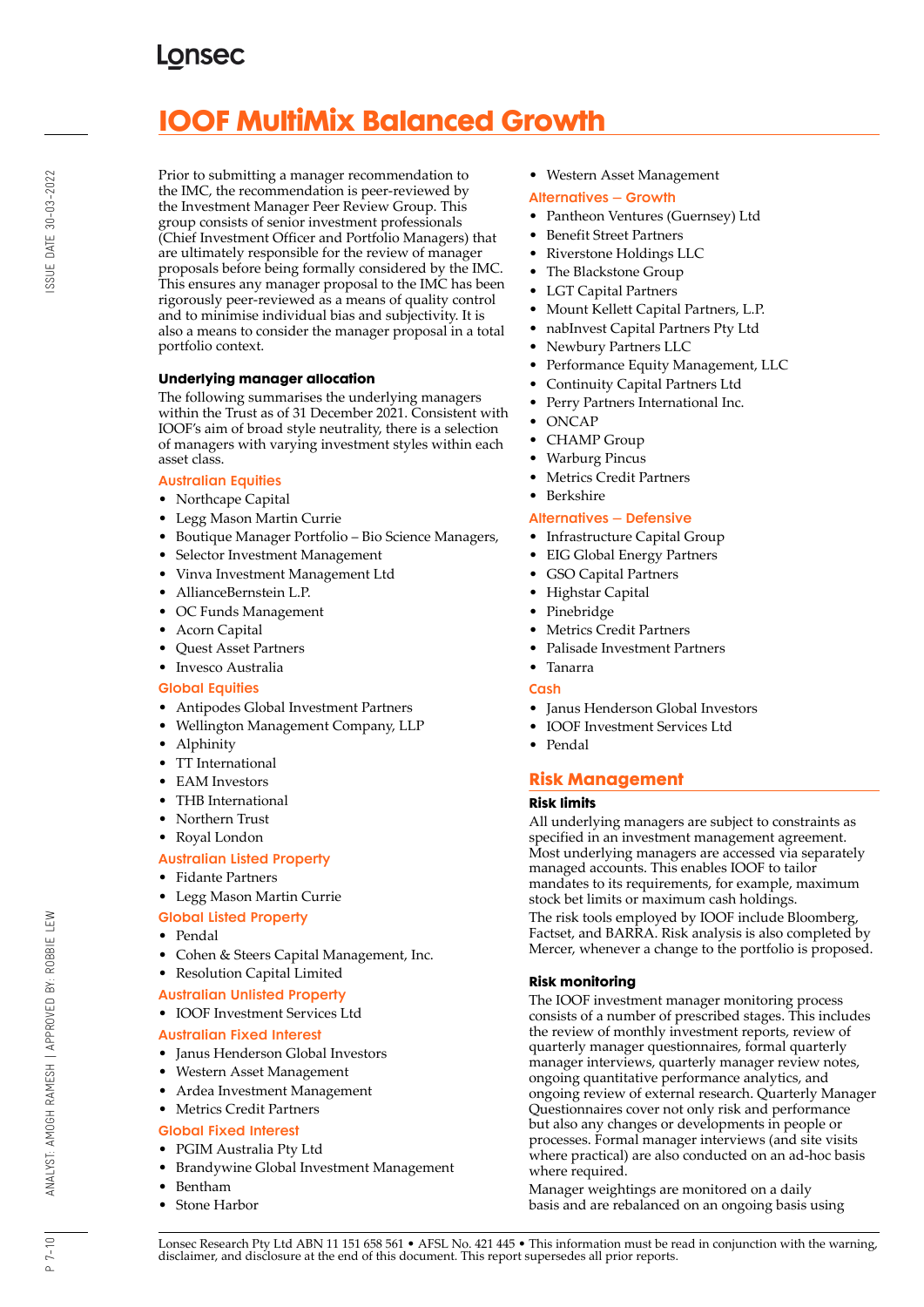# IOOF MultiMix Balanced Growth

Prior to submitting a manager recommendation to the IMC, the recommendation is peer-reviewed by the Investment Manager Peer Review Group. This group consists of senior investment professionals (Chief Investment Officer and Portfolio Managers) that are ultimately responsible for the review of manager proposals before being formally considered by the IMC. This ensures any manager proposal to the IMC has been rigorously peer-reviewed as a means of quality control and to minimise individual bias and subjectivity. It is also a means to consider the manager proposal in a total portfolio context.

### Underlying manager allocation

The following summarises the underlying managers within the Trust as of 31 December 2021. Consistent with IOOF's aim of broad style neutrality, there is a selection of managers with varying investment styles within each asset class.

#### Australian Equities

- Northcape Capital
- Legg Mason Martin Currie
- Boutique Manager Portfolio – Bio Science Managers,
- Selector Investment Management
- Vinva Investment Management Ltd
- AllianceBernstein L.P.
- OC Funds Management
- Acorn Capital
- Quest Asset Partners
- Invesco Australia

#### Global Equities

- Antipodes Global Investment Partners
- Wellington Management Company, LLP
- Alphinity
- TT International
- EAM Investors
- THB International
- Northern Trust
- Royal London

#### Australian Listed Property

- Fidante Partners
- Legg Mason Martin Currie

#### Global Listed Property

- Pendal
- Cohen & Steers Capital Management, Inc.
- Resolution Capital Limited

#### Australian Unlisted Property

- IOOF Investment Services Ltd

#### Australian Fixed Interest

- Janus Henderson Global Investors
- Western Asset Management
- Ardea Investment Management
- Metrics Credit Partners

#### Global Fixed Interest

- PGIM Australia Pty Ltd
- Brandywine Global Investment Management
- Bentham
- Stone Harbor
- Western Asset Management

#### Alternatives – Growth

- Pantheon Ventures (Guernsey) Ltd
- Benefit Street Partners
- Riverstone Holdings LLC
- The Blackstone Group
- LGT Capital Partners
- Mount Kellett Capital Partners, L.P.
- nabInvest Capital Partners Pty Ltd
- Newbury Partners LLC
- Performance Equity Management, LLC
- Continuity Capital Partners Ltd
- Perry Partners International Inc.
- ONCAP
- CHAMP Group
- Warburg Pincus
- Metrics Credit Partners
- Berkshire

#### Alternatives – Defensive

- Infrastructure Capital Group
- EIG Global Energy Partners
- GSO Capital Partners
- Highstar Capital
- Pinebridge
- Metrics Credit Partners
- Palisade Investment Partners
- Tanarra

#### Cash

- Janus Henderson Global Investors
- IOOF Investment Services Ltd
- Pendal

## Risk Management

### Risk limits

All underlying managers are subject to constraints as specified in an investment management agreement. Most underlying managers are accessed via separately managed accounts. This enables IOOF to tailor mandates to its requirements, for example, maximum stock bet limits or maximum cash holdings.

The risk tools employed by IOOF include Bloomberg, Factset, and BARRA. Risk analysis is also completed by Mercer, whenever a change to the portfolio is proposed.

### Risk monitoring

The IOOF investment manager monitoring process consists of a number of prescribed stages. This includes the review of monthly investment reports, review of quarterly manager questionnaires, formal quarterly manager interviews, quarterly manager review notes, ongoing quantitative performance analytics, and ongoing review of external research. Quarterly Manager Questionnaires cover not only risk and performance but also any changes or developments in people or processes. Formal manager interviews (and site visits where practical) are also conducted on an ad-hoc basis where required.

Manager weightings are monitored on a daily basis and are rebalanced on an ongoing basis using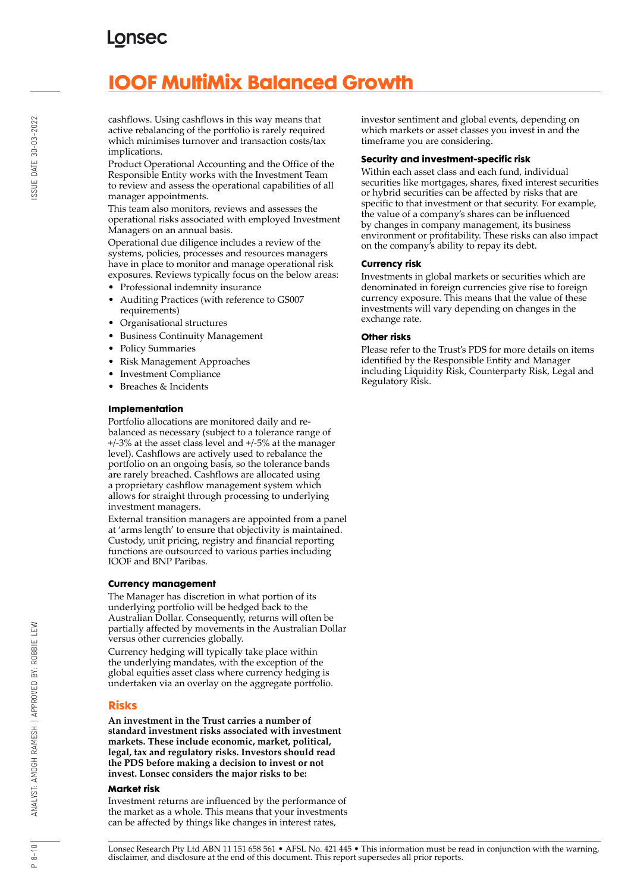cashflows. Using cashflows in this way means that active rebalancing of the portfolio is rarely required which minimises turnover and transaction costs/tax implications.

Product Operational Accounting and the Office of the Responsible Entity works with the Investment Team to review and assess the operational capabilities of all manager appointments.

This team also monitors, reviews and assesses the operational risks associated with employed Investment Managers on an annual basis.

Operational due diligence includes a review of the systems, policies, processes and resources managers have in place to monitor and manage operational risk exposures. Reviews typically focus on the below areas:

- Professional indemnity insurance
- Auditing Practices (with reference to GS007 requirements)
- Organisational structures
- Business Continuity Management
- Policy Summaries
- Risk Management Approaches
- Investment Compliance
- Breaches & Incidents

### Implementation

Portfolio allocations are monitored daily and re-balanced as necessary (subject to a tolerance range of +/-3% at the asset class level and +/-5% at the manager level). Cashflows are actively used to rebalance the portfolio on an ongoing basis, so the tolerance bands are rarely breached. Cashflows are allocated using a proprietary cashflow management system which allows for straight through processing to underlying investment managers.

External transition managers are appointed from a panel at 'arms length' to ensure that objectivity is maintained. Custody, unit pricing, registry and financial reporting functions are outsourced to various parties including IOOF and BNP Paribas.

### Currency management

The Manager has discretion in what portion of its underlying portfolio will be hedged back to the Australian Dollar. Consequently, returns will often be partially affected by movements in the Australian Dollar versus other currencies globally.

Currency hedging will typically take place within the underlying mandates, with the exception of the global equities asset class where currency hedging is undertaken via an overlay on the aggregate portfolio.

## Risks

**An investment in the Trust carries a number of standard investment risks associated with investment markets. These include economic, market, political, legal, tax and regulatory risks. Investors should read the PDS before making a decision to invest or not invest. Lonsec considers the major risks to be:**

### Market risk

Investment returns are influenced by the performance of the market as a whole. This means that your investments can be affected by things like changes in interest rates, investor sentiment and global events, depending on which markets or asset classes you invest in and the timeframe you are considering.

### Security and investment-specific risk

Within each asset class and each fund, individual securities like mortgages, shares, fixed interest securities or hybrid securities can be affected by risks that are specific to that investment or that security. For example, the value of a company's shares can be influenced by changes in company management, its business environment or profitability. These risks can also impact on the company's ability to repay its debt.

### Currency risk

Investments in global markets or securities which are denominated in foreign currencies give rise to foreign currency exposure. This means that the value of these investments will vary depending on changes in the exchange rate.

### Other risks

Please refer to the Trust's PDS for more details on items identified by the Responsible Entity and Manager including Liquidity Risk, Counterparty Risk, Legal and Regulatory Risk.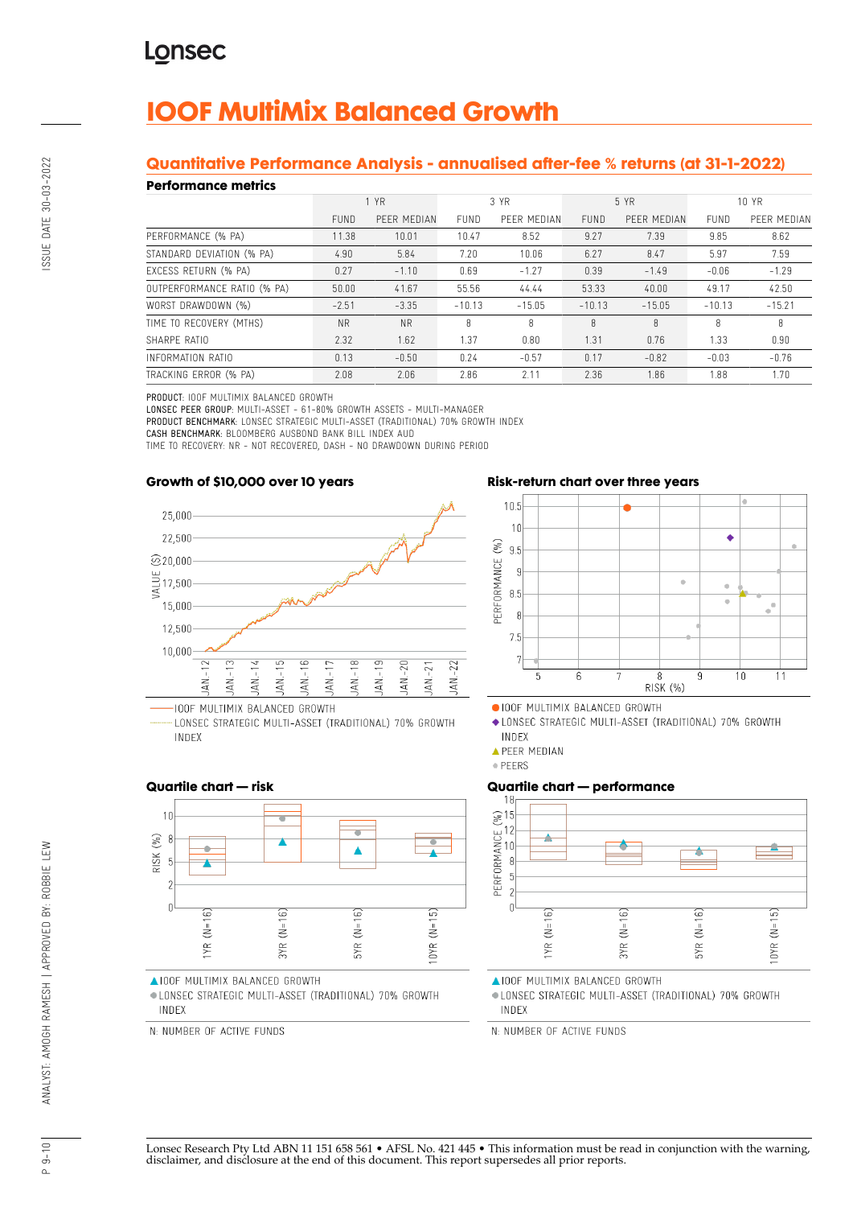# IOOF MultiMix Balanced Growth

## Quantitative Performance Analysis - annualised after-fee % returns (at 31-1-2022)

### Performance metrics

| | 1 YR | | 3 YR | | 5 YR | | 10 YR | |
|---|---|---|---|---|---|---|---|---|
| | FUND | PEER MEDIAN | FUND | PEER MEDIAN | FUND | PEER MEDIAN | FUND | PEER MEDIAN |
| PERFORMANCE (% PA) | 11.38 | 10.01 | 10.47 | 8.52 | 9.27 | 7.39 | 9.85 | 8.62 |
| STANDARD DEVIATION (% PA) | 4.90 | 5.84 | 7.20 | 10.06 | 6.27 | 8.47 | 5.97 | 7.59 |
| EXCESS RETURN (% PA) | 0.27 | -1.10 | 0.69 | -1.27 | 0.39 | -1.49 | -0.06 | -1.29 |
| OUTPERFORMANCE RATIO (% PA) | 50.00 | 41.67 | 55.56 | 44.44 | 53.33 | 40.00 | 49.17 | 42.50 |
| WORST DRAWDOWN (%) | -2.51 | -3.35 | -10.13 | -15.05 | -10.13 | -15.05 | -10.13 | -15.21 |
| TIME TO RECOVERY (MTHS) | NR | NR | 8 | 8 | 8 | 8 | 8 | 8 |
| SHARPE RATIO | 2.32 | 1.62 | 1.37 | 0.80 | 1.31 | 0.76 | 1.33 | 0.90 |
| INFORMATION RATIO | 0.13 | -0.50 | 0.24 | -0.57 | 0.17 | -0.82 | -0.03 | -0.76 |
| TRACKING ERROR (% PA) | 2.08 | 2.06 | 2.86 | 2.11 | 2.36 | 1.86 | 1.88 | 1.70 |

**PRODUCT**: IOOF MULTIMIX BALANCED GROWTH
**LONSEC PEER GROUP**: MULTI-ASSET - 61-80% GROWTH ASSETS - MULTI-MANAGER
**PRODUCT BENCHMARK**: LONSEC STRATEGIC MULTI-ASSET (TRADITIONAL) 70% GROWTH INDEX
**CASH BENCHMARK**: BLOOMBERG AUSBOND BANK BILL INDEX AUD
TIME TO RECOVERY: NR - NOT RECOVERED, DASH - NO DRAWDOWN DURING PERIOD

### Growth of $10,000 over 10 years

IOOF MULTIMIX BALANCED GROWTH
LONSEC STRATEGIC MULTI-ASSET (TRADITIONAL) 70% GROWTH INDEX

### Risk-return chart over three years

IOOF MULTIMIX BALANCED GROWTH
LONSEC STRATEGIC MULTI-ASSET (TRADITIONAL) 70% GROWTH INDEX
PEER MEDIAN
PEERS

### Quartile chart — risk

IOOF MULTIMIX BALANCED GROWTH
LONSEC STRATEGIC MULTI-ASSET (TRADITIONAL) 70% GROWTH INDEX

N: NUMBER OF ACTIVE FUNDS

### Quartile chart — performance

IOOF MULTIMIX BALANCED GROWTH
LONSEC STRATEGIC MULTI-ASSET (TRADITIONAL) 70% GROWTH INDEX

N: NUMBER OF ACTIVE FUNDS

Lonsec Research Pty Ltd ABN 11 151 658 561 • AFSL No. 421 445 • This information must be read in conjunction with the warning, disclaimer, and disclosure at the end of this document. This report supersedes all prior reports.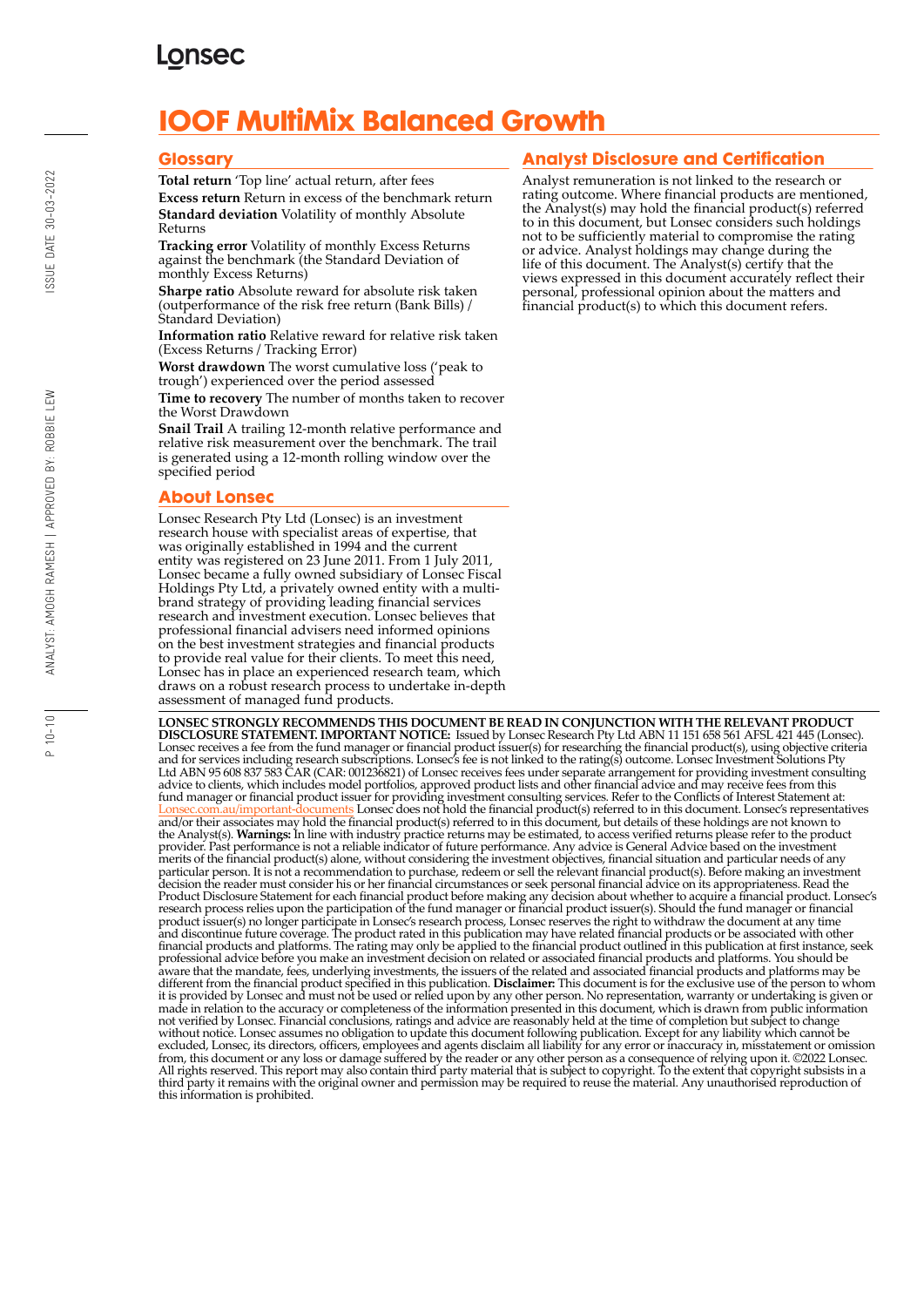# IOOF MultiMix Balanced Growth

## Glossary

**Total return** 'Top line' actual return, after fees

**Excess return** Return in excess of the benchmark return

**Standard deviation** Volatility of monthly Absolute Returns

**Tracking error** Volatility of monthly Excess Returns against the benchmark (the Standard Deviation of monthly Excess Returns)

**Sharpe ratio** Absolute reward for absolute risk taken (outperformance of the risk free return (Bank Bills) / Standard Deviation)

**Information ratio** Relative reward for relative risk taken (Excess Returns / Tracking Error)

**Worst drawdown** The worst cumulative loss ('peak to trough') experienced over the period assessed

**Time to recovery** The number of months taken to recover the Worst Drawdown

**Snail Trail** A trailing 12-month relative performance and relative risk measurement over the benchmark. The trail is generated using a 12-month rolling window over the specified period

## About Lonsec

Lonsec Research Pty Ltd (Lonsec) is an investment research house with specialist areas of expertise, that was originally established in 1994 and the current entity was registered on 23 June 2011. From 1 July 2011, Lonsec became a fully owned subsidiary of Lonsec Fiscal Holdings Pty Ltd, a privately owned entity with a multi-brand strategy of providing leading financial services research and investment execution. Lonsec believes that professional financial advisers need informed opinions on the best investment strategies and financial products to provide real value for their clients. To meet this need, Lonsec has in place an experienced research team, which draws on a robust research process to undertake in-depth assessment of managed fund products.

## Analyst Disclosure and Certification

Analyst remuneration is not linked to the research or rating outcome. Where financial products are mentioned, the Analyst(s) may hold the financial product(s) referred to in this document, but Lonsec considers such holdings not to be sufficiently material to compromise the rating or advice. Analyst holdings may change during the life of this document. The Analyst(s) certify that the views expressed in this document accurately reflect their personal, professional opinion about the matters and financial product(s) to which this document refers.

**LONSEC STRONGLY RECOMMENDS THIS DOCUMENT BE READ IN CONJUNCTION WITH THE RELEVANT PRODUCT DISCLOSURE STATEMENT. IMPORTANT NOTICE:** Issued by Lonsec Research Pty Ltd ABN 11 151 658 561 AFSL 421 445 (Lonsec). Lonsec receives a fee from the fund manager or financial product issuer(s) for researching the financial product(s), using objective criteria and for services including research subscriptions. Lonsec's fee is not linked to the rating(s) outcome. Lonsec Investment Solutions Pty Ltd ABN 95 608 837 583 CAR (CAR: 001236821) of Lonsec receives fees under separate arrangement for providing investment consulting advice to clients, which includes model portfolios, approved product lists and other financial advice and may receive fees from this fund manager or financial product issuer for providing investment consulting services. Refer to the Conflicts of Interest Statement at: Lonsec.com.au/important-documents Lonsec does not hold the financial product(s) referred to in this document. Lonsec's representatives and/or their associates may hold the financial product(s) referred to in this document, but details of these holdings are not known to the Analyst(s). **Warnings:** In line with industry practice returns may be estimated, to access verified returns please refer to the product provider. Past performance is not a reliable indicator of future performance. Any advice is General Advice based on the investment merits of the financial product(s) alone, without considering the investment objectives, financial situation and particular needs of any particular person. It is not a recommendation to purchase, redeem or sell the relevant financial product(s). Before making an investment decision the reader must consider his or her financial circumstances or seek personal financial advice on its appropriateness. Read the Product Disclosure Statement for each financial product before making any decision about whether to acquire a financial product. Lonsec's research process relies upon the participation of the fund manager or financial product issuer(s). Should the fund manager or financial product issuer(s) no longer participate in Lonsec's research process, Lonsec reserves the right to withdraw the document at any time and discontinue future coverage. The product rated in this publication may have related financial products or be associated with other financial products and platforms. The rating may only be applied to the financial product outlined in this publication at first instance, seek professional advice before you make an investment decision on related or associated financial products and platforms. You should be aware that the mandate, fees, underlying investments, the issuers of the related and associated financial products and platforms may be different from the financial product specified in this publication. **Disclaimer:** This document is for the exclusive use of the person to whom it is provided by Lonsec and must not be used or relied upon by any other person. No representation, warranty or undertaking is given or made in relation to the accuracy or completeness of the information presented in this document, which is drawn from public information not verified by Lonsec. Financial conclusions, ratings and advice are reasonably held at the time of completion but subject to change without notice. Lonsec assumes no obligation to update this document following publication. Except for any liability which cannot be excluded, Lonsec, its directors, officers, employees and agents disclaim all liability for any error or inaccuracy in, misstatement or omission from, this document or any loss or damage suffered by the reader or any other person as a consequence of relying upon it. ©2022 Lonsec. All rights reserved. This report may also contain third party material that is subject to copyright. To the extent that copyright subsists in a third party it remains with the original owner and permission may be required to reuse the material. Any unauthorised reproduction of this information is prohibited.